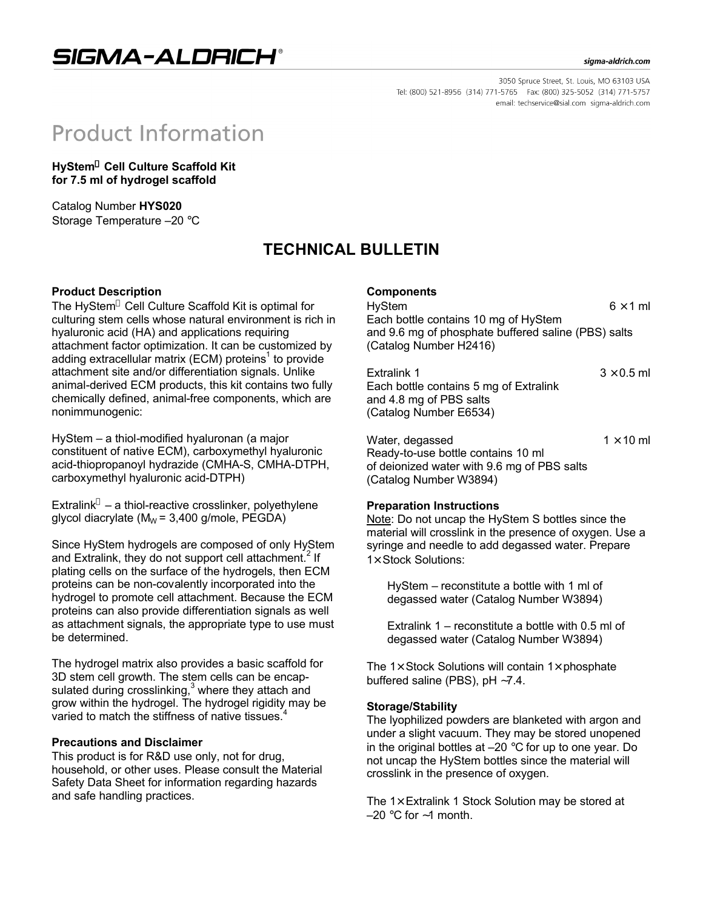# Product Information

**HyStem Cell Culture Scaffold Kit**
**for 7.5 ml of hydrogel scaffold**

Catalog Number **HYS020**
Storage Temperature –20 °C

## TECHNICAL BULLETIN

### Product Description

The HyStem Cell Culture Scaffold Kit is optimal for culturing stem cells whose natural environment is rich in hyaluronic acid (HA) and applications requiring attachment factor optimization. It can be customized by adding extracellular matrix (ECM) proteins[1] to provide attachment site and/or differentiation signals. Unlike animal-derived ECM products, this kit contains two fully chemically defined, animal-free components, which are nonimmunogenic:

HyStem – a thiol-modified hyaluronan (a major constituent of native ECM), carboxymethyl hyaluronic acid-thiopropanoyl hydrazide (CMHA-S, CMHA-DTPH, carboxymethyl hyaluronic acid-DTPH)

Extralink – a thiol-reactive crosslinker, polyethylene glycol diacrylate ($M_W$ = 3,400 g/mole, PEGDA)

Since HyStem hydrogels are composed of only HyStem and Extralink, they do not support cell attachment.[2] If plating cells on the surface of the hydrogels, then ECM proteins can be non-covalently incorporated into the hydrogel to promote cell attachment. Because the ECM proteins can also provide differentiation signals as well as attachment signals, the appropriate type to use must be determined.

The hydrogel matrix also provides a basic scaffold for 3D stem cell growth. The stem cells can be encapsulated during crosslinking,[3] where they attach and grow within the hydrogel. The hydrogel rigidity may be varied to match the stiffness of native tissues.[4]

### Precautions and Disclaimer

This product is for R&D use only, not for drug, household, or other uses. Please consult the Material Safety Data Sheet for information regarding hazards and safe handling practices.

### Components

HyStem — 6 × 1 ml
Each bottle contains 10 mg of HyStem and 9.6 mg of phosphate buffered saline (PBS) salts (Catalog Number H2416)

Extralink 1 — 3 × 0.5 ml
Each bottle contains 5 mg of Extralink and 4.8 mg of PBS salts (Catalog Number E6534)

Water, degassed — 1 × 10 ml
Ready-to-use bottle contains 10 ml of deionized water with 9.6 mg of PBS salts (Catalog Number W3894)

### Preparation Instructions

Note: Do not uncap the HyStem S bottles since the material will crosslink in the presence of oxygen. Use a syringe and needle to add degassed water. Prepare 1× Stock Solutions:

HyStem – reconstitute a bottle with 1 ml of degassed water (Catalog Number W3894)

Extralink 1 – reconstitute a bottle with 0.5 ml of degassed water (Catalog Number W3894)

The 1× Stock Solutions will contain 1× phosphate buffered saline (PBS), pH ~7.4.

### Storage/Stability

The lyophilized powders are blanketed with argon and under a slight vacuum. They may be stored unopened in the original bottles at –20 °C for up to one year. Do not uncap the HyStem bottles since the material will crosslink in the presence of oxygen.

The 1× Extralink 1 Stock Solution may be stored at –20 °C for ~1 month.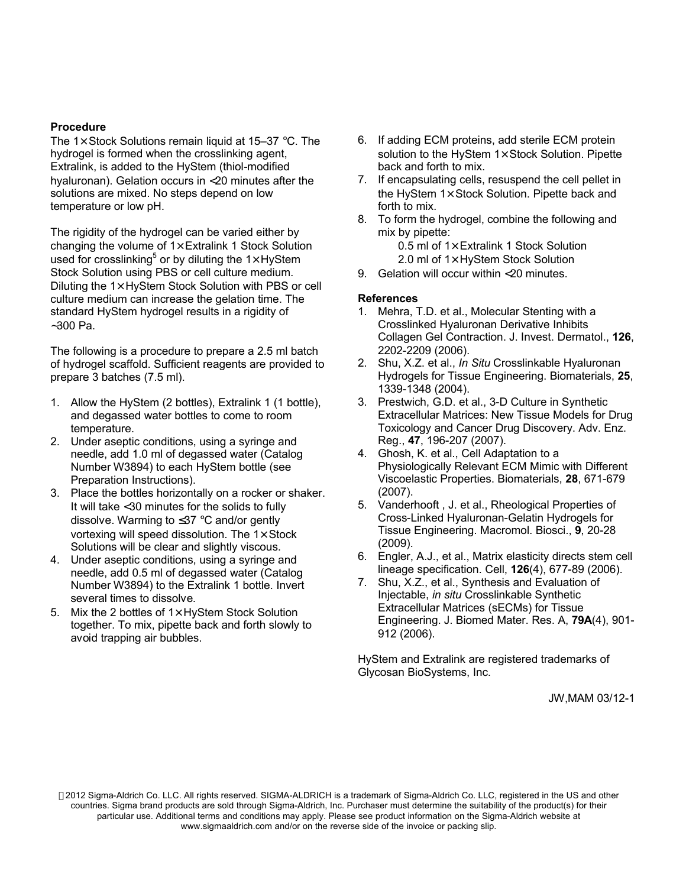### Procedure

The 1× Stock Solutions remain liquid at 15–37 °C. The hydrogel is formed when the crosslinking agent, Extralink, is added to the HyStem (thiol-modified hyaluronan). Gelation occurs in <20 minutes after the solutions are mixed. No steps depend on low temperature or low pH.

The rigidity of the hydrogel can be varied either by changing the volume of 1× Extralink 1 Stock Solution used for crosslinking[5] or by diluting the 1× HyStem Stock Solution using PBS or cell culture medium. Diluting the 1× HyStem Stock Solution with PBS or cell culture medium can increase the gelation time. The standard HyStem hydrogel results in a rigidity of ~300 Pa.

The following is a procedure to prepare a 2.5 ml batch of hydrogel scaffold. Sufficient reagents are provided to prepare 3 batches (7.5 ml).

1. Allow the HyStem (2 bottles), Extralink 1 (1 bottle), and degassed water bottles to come to room temperature.
2. Under aseptic conditions, using a syringe and needle, add 1.0 ml of degassed water (Catalog Number W3894) to each HyStem bottle (see Preparation Instructions).
3. Place the bottles horizontally on a rocker or shaker. It will take <30 minutes for the solids to fully dissolve. Warming to ≤37 °C and/or gently vortexing will speed dissolution. The 1× Stock Solutions will be clear and slightly viscous.
4. Under aseptic conditions, using a syringe and needle, add 0.5 ml of degassed water (Catalog Number W3894) to the Extralink 1 bottle. Invert several times to dissolve.
5. Mix the 2 bottles of 1× HyStem Stock Solution together. To mix, pipette back and forth slowly to avoid trapping air bubbles.
6. If adding ECM proteins, add sterile ECM protein solution to the HyStem 1× Stock Solution. Pipette back and forth to mix.
7. If encapsulating cells, resuspend the cell pellet in the HyStem 1× Stock Solution. Pipette back and forth to mix.
8. To form the hydrogel, combine the following and mix by pipette:
   0.5 ml of 1× Extralink 1 Stock Solution
   2.0 ml of 1× HyStem Stock Solution
9. Gelation will occur within <20 minutes.

### References

1. Mehra, T.D. et al., Molecular Stenting with a Crosslinked Hyaluronan Derivative Inhibits Collagen Gel Contraction. J. Invest. Dermatol., **126**, 2202-2209 (2006).
2. Shu, X.Z. et al., *In Situ* Crosslinkable Hyaluronan Hydrogels for Tissue Engineering. Biomaterials, **25**, 1339-1348 (2004).
3. Prestwich, G.D. et al., 3-D Culture in Synthetic Extracellular Matrices: New Tissue Models for Drug Toxicology and Cancer Drug Discovery. Adv. Enz. Reg., **47**, 196-207 (2007).
4. Ghosh, K. et al., Cell Adaptation to a Physiologically Relevant ECM Mimic with Different Viscoelastic Properties. Biomaterials, **28**, 671-679 (2007).
5. Vanderhooft , J. et al., Rheological Properties of Cross-Linked Hyaluronan-Gelatin Hydrogels for Tissue Engineering. Macromol. Biosci., **9**, 20-28 (2009).
6. Engler, A.J., et al., Matrix elasticity directs stem cell lineage specification. Cell, **126**(4), 677-89 (2006).
7. Shu, X.Z., et al., Synthesis and Evaluation of Injectable, *in situ* Crosslinkable Synthetic Extracellular Matrices (sECMs) for Tissue Engineering. J. Biomed Mater. Res. A, **79A**(4), 901-912 (2006).

HyStem and Extralink are registered trademarks of Glycosan BioSystems, Inc.

JW,MAM 03/12-1

©2012 Sigma-Aldrich Co. LLC. All rights reserved. SIGMA-ALDRICH is a trademark of Sigma-Aldrich Co. LLC, registered in the US and other countries. Sigma brand products are sold through Sigma-Aldrich, Inc. Purchaser must determine the suitability of the product(s) for their particular use. Additional terms and conditions may apply. Please see product information on the Sigma-Aldrich website at www.sigmaaldrich.com and/or on the reverse side of the invoice or packing slip.